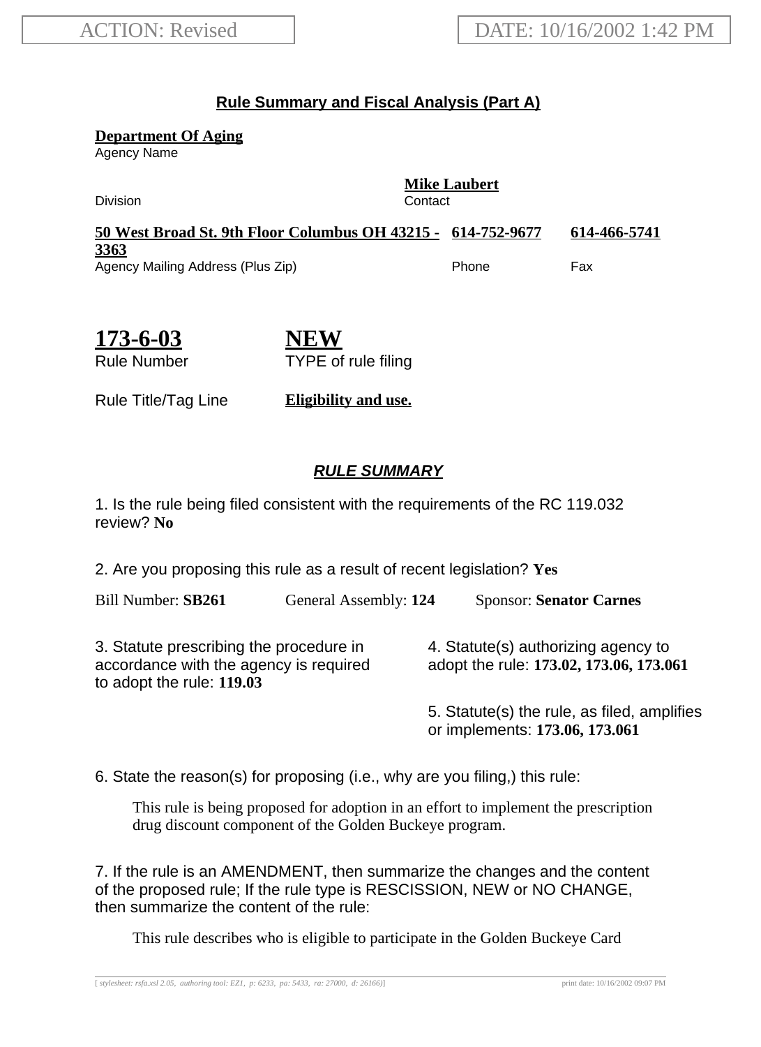ACTION: Revised | DATE: 10/16/2002 1:42 PM

## Rule Summary and Fiscal Analysis (Part A)

**Department Of Aging**
Agency Name

Division

**Mike Laubert**
Contact

**50 West Broad St. 9th Floor Columbus OH 43215 - 3363**
Agency Mailing Address (Plus Zip)

**614-752-9677**
Phone

**614-466-5741**
Fax

**173-6-03**
Rule Number

**NEW**
TYPE of rule filing

Rule Title/Tag Line **Eligibility and use.**

### *RULE SUMMARY*

1. Is the rule being filed consistent with the requirements of the RC 119.032 review? **No**

2. Are you proposing this rule as a result of recent legislation? **Yes**

Bill Number: **SB261** General Assembly: **124** Sponsor: **Senator Carnes**

3. Statute prescribing the procedure in accordance with the agency is required to adopt the rule: **119.03**

4. Statute(s) authorizing agency to adopt the rule: **173.02, 173.06, 173.061**

5. Statute(s) the rule, as filed, amplifies or implements: **173.06, 173.061**

6. State the reason(s) for proposing (i.e., why are you filing,) this rule:

This rule is being proposed for adoption in an effort to implement the prescription drug discount component of the Golden Buckeye program.

7. If the rule is an AMENDMENT, then summarize the changes and the content of the proposed rule; If the rule type is RESCISSION, NEW or NO CHANGE, then summarize the content of the rule:

This rule describes who is eligible to participate in the Golden Buckeye Card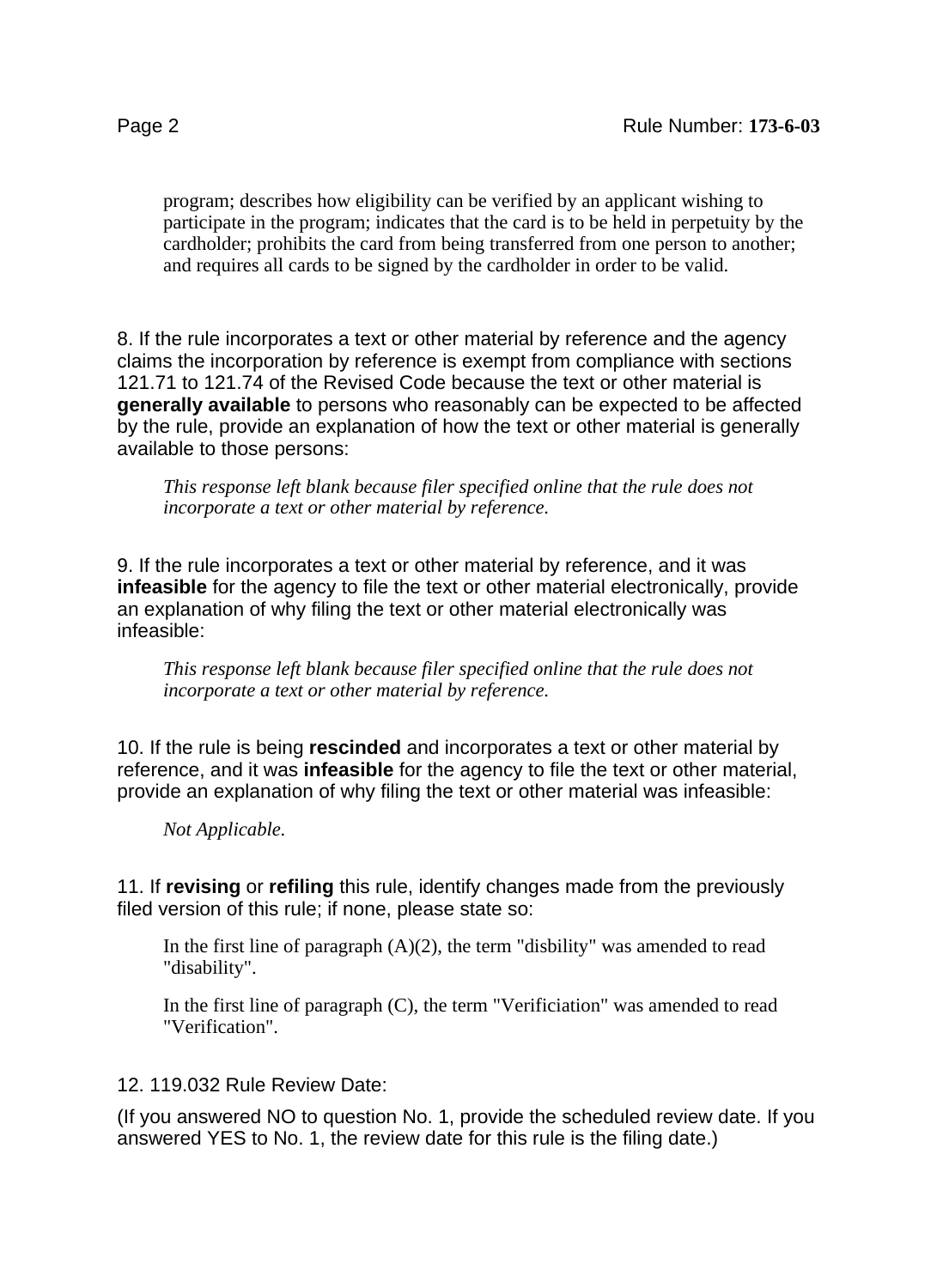program; describes how eligibility can be verified by an applicant wishing to participate in the program; indicates that the card is to be held in perpetuity by the cardholder; prohibits the card from being transferred from one person to another; and requires all cards to be signed by the cardholder in order to be valid.

8. If the rule incorporates a text or other material by reference and the agency claims the incorporation by reference is exempt from compliance with sections 121.71 to 121.74 of the Revised Code because the text or other material is **generally available** to persons who reasonably can be expected to be affected by the rule, provide an explanation of how the text or other material is generally available to those persons:

*This response left blank because filer specified online that the rule does not incorporate a text or other material by reference.*

9. If the rule incorporates a text or other material by reference, and it was **infeasible** for the agency to file the text or other material electronically, provide an explanation of why filing the text or other material electronically was infeasible:

*This response left blank because filer specified online that the rule does not incorporate a text or other material by reference.*

10. If the rule is being **rescinded** and incorporates a text or other material by reference, and it was **infeasible** for the agency to file the text or other material, provide an explanation of why filing the text or other material was infeasible:

*Not Applicable.*

11. If **revising** or **refiling** this rule, identify changes made from the previously filed version of this rule; if none, please state so:

In the first line of paragraph (A)(2), the term "disbility" was amended to read "disability".

In the first line of paragraph (C), the term "Verificiation" was amended to read "Verification".

12. 119.032 Rule Review Date:

(If you answered NO to question No. 1, provide the scheduled review date. If you answered YES to No. 1, the review date for this rule is the filing date.)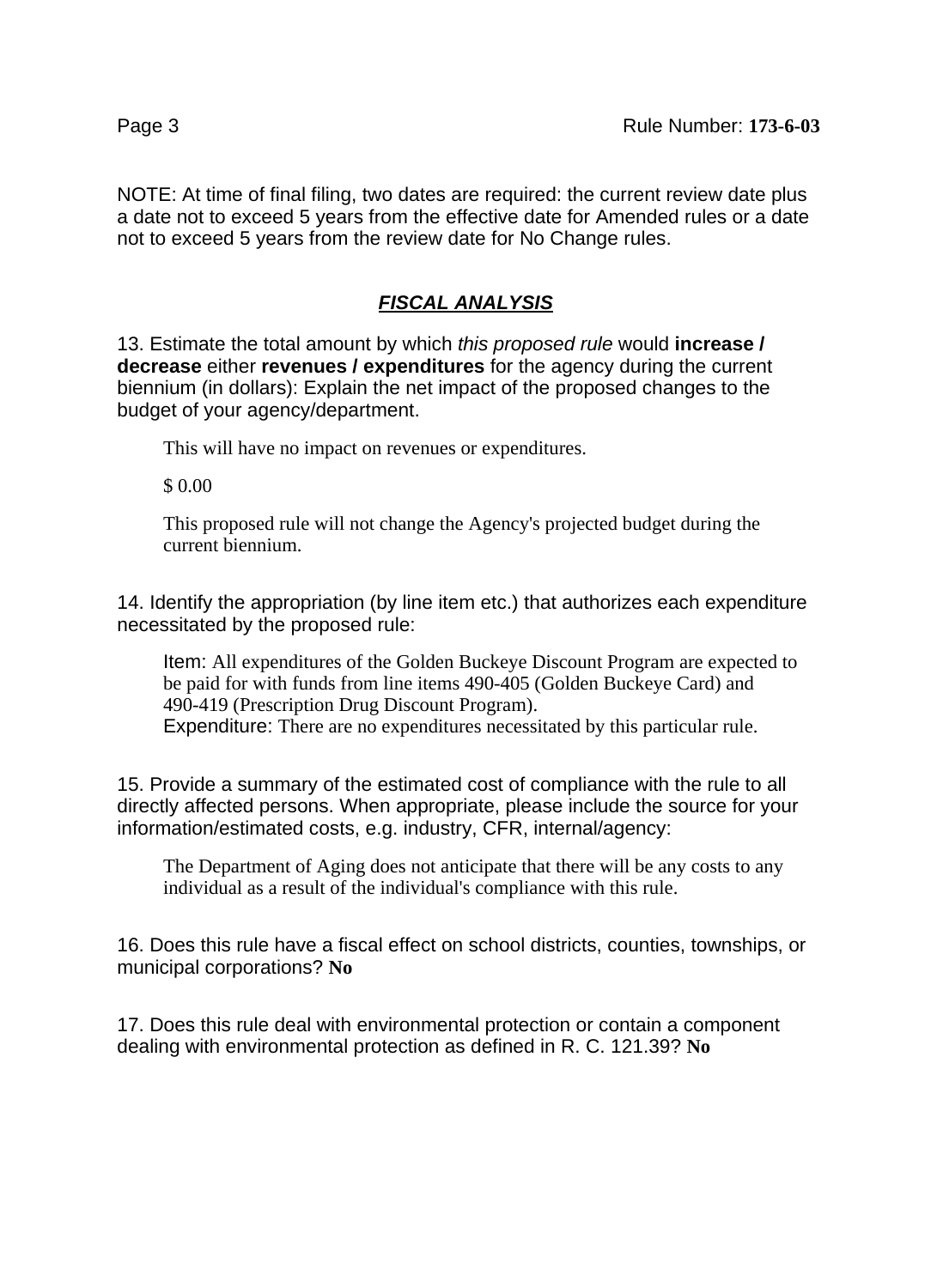NOTE: At time of final filing, two dates are required: the current review date plus a date not to exceed 5 years from the effective date for Amended rules or a date not to exceed 5 years from the review date for No Change rules.

## ***FISCAL ANALYSIS***

13. Estimate the total amount by which *this proposed rule* would **increase / decrease** either **revenues / expenditures** for the agency during the current biennium (in dollars): Explain the net impact of the proposed changes to the budget of your agency/department.

This will have no impact on revenues or expenditures.

$ 0.00

This proposed rule will not change the Agency's projected budget during the current biennium.

14. Identify the appropriation (by line item etc.) that authorizes each expenditure necessitated by the proposed rule:

Item: All expenditures of the Golden Buckeye Discount Program are expected to be paid for with funds from line items 490-405 (Golden Buckeye Card) and 490-419 (Prescription Drug Discount Program).
Expenditure: There are no expenditures necessitated by this particular rule.

15. Provide a summary of the estimated cost of compliance with the rule to all directly affected persons. When appropriate, please include the source for your information/estimated costs, e.g. industry, CFR, internal/agency:

The Department of Aging does not anticipate that there will be any costs to any individual as a result of the individual's compliance with this rule.

16. Does this rule have a fiscal effect on school districts, counties, townships, or municipal corporations? **No**

17. Does this rule deal with environmental protection or contain a component dealing with environmental protection as defined in R. C. 121.39? **No**